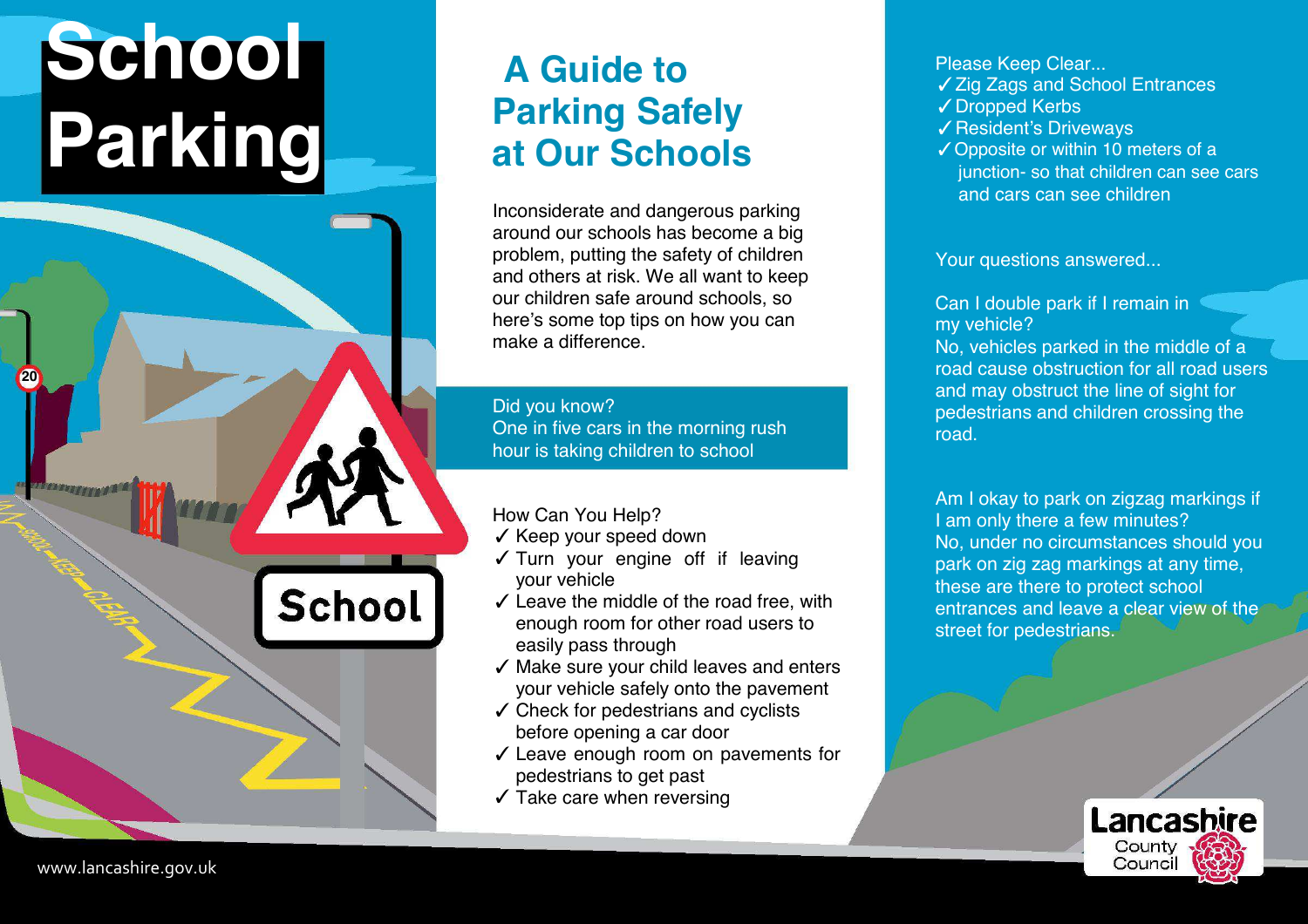# School Parking

## A Guide to Parking Safely at Our Schools

Inconsiderate and dangerous parking around our schools has become a big problem, putting the safety of children and others at risk. We all want to keep our children safe around schools, so here's some top tips on how you can make a difference.

Did you know?
One in five cars in the morning rush hour is taking children to school

How Can You Help?

- ✓ Keep your speed down
- ✓ Turn your engine off if leaving your vehicle
- ✓ Leave the middle of the road free, with enough room for other road users to easily pass through
- ✓ Make sure your child leaves and enters your vehicle safely onto the pavement
- ✓ Check for pedestrians and cyclists before opening a car door
- ✓ Leave enough room on pavements for pedestrians to get past
- ✓ Take care when reversing

Please Keep Clear...

- ✓ Zig Zags and School Entrances
- ✓ Dropped Kerbs
- ✓ Resident's Driveways
- ✓ Opposite or within 10 meters of a junction- so that children can see cars and cars can see children

Your questions answered...

Can I double park if I remain in my vehicle?
No, vehicles parked in the middle of a road cause obstruction for all road users and may obstruct the line of sight for pedestrians and children crossing the road.

Am I okay to park on zigzag markings if I am only there a few minutes?
No, under no circumstances should you park on zig zag markings at any time, these are there to protect school entrances and leave a clear view of the street for pedestrians.

Lancashire County Council

www.lancashire.gov.uk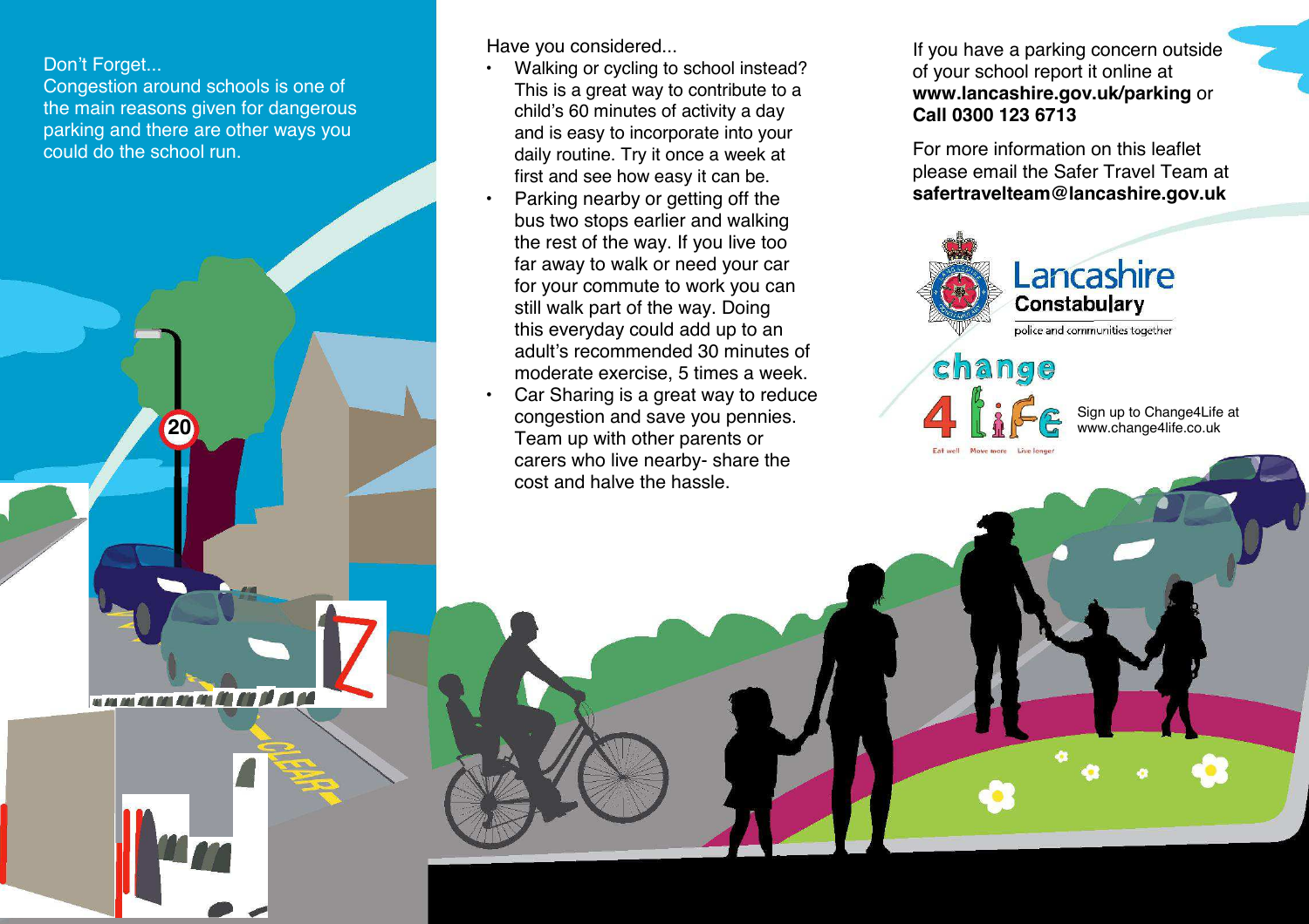Don't Forget...
Congestion around schools is one of the main reasons given for dangerous parking and there are other ways you could do the school run.

Have you considered...

- Walking or cycling to school instead? This is a great way to contribute to a child's 60 minutes of activity a day and is easy to incorporate into your daily routine. Try it once a week at first and see how easy it can be.
- Parking nearby or getting off the bus two stops earlier and walking the rest of the way. If you live too far away to walk or need your car for your commute to work you can still walk part of the way. Doing this everyday could add up to an adult's recommended 30 minutes of moderate exercise, 5 times a week.
- Car Sharing is a great way to reduce congestion and save you pennies. Team up with other parents or carers who live nearby- share the cost and halve the hassle.

If you have a parking concern outside of your school report it online at **www.lancashire.gov.uk/parking** or **Call 0300 123 6713**

For more information on this leaflet please email the Safer Travel Team at **safertravelteam@lancashire.gov.uk**

Lancashire Constabulary
police and communities together

change 4 life
Eat well Move more Live longer

Sign up to Change4Life at www.change4life.co.uk